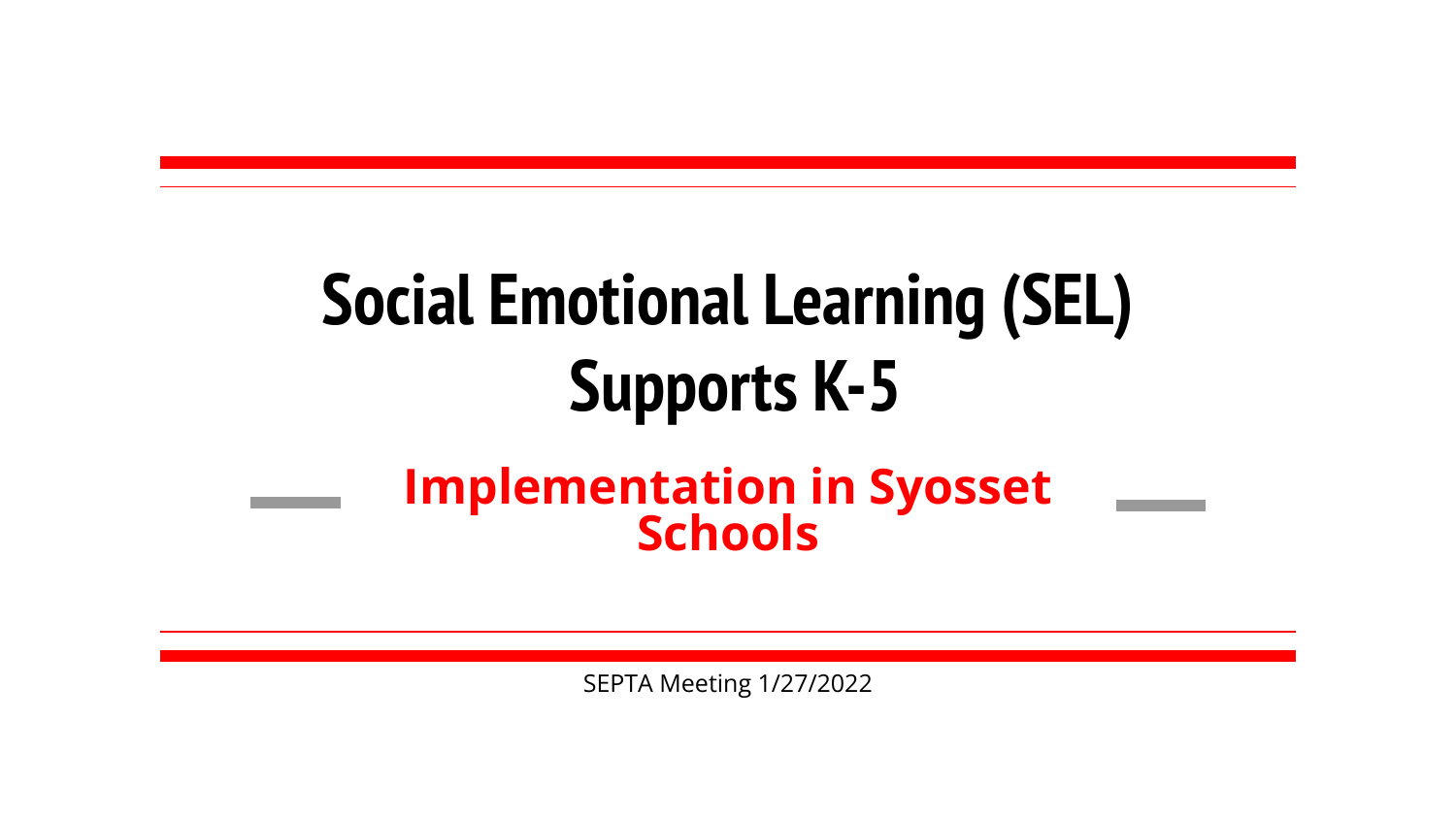# Social Emotional Learning (SEL) Supports K-5

## Implementation in Syosset Schools

SEPTA Meeting 1/27/2022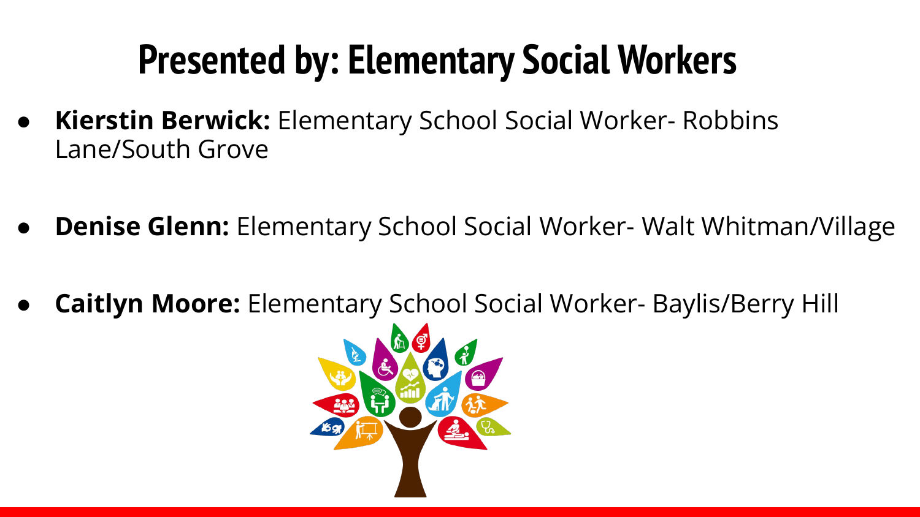# Presented by: Elementary Social Workers

- **Kierstin Berwick:** Elementary School Social Worker- Robbins Lane/South Grove
- **Denise Glenn:** Elementary School Social Worker- Walt Whitman/Village
- **Caitlyn Moore:** Elementary School Social Worker- Baylis/Berry Hill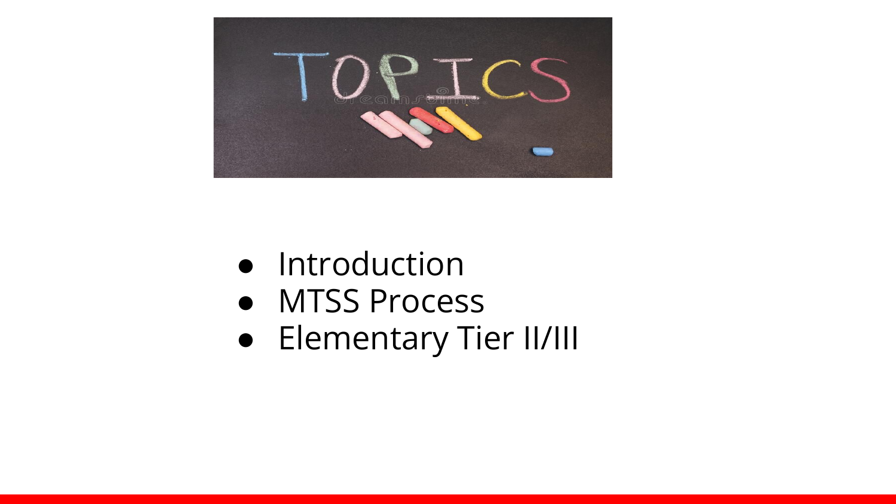# TOPICS

- Introduction
- MTSS Process
- Elementary Tier II/III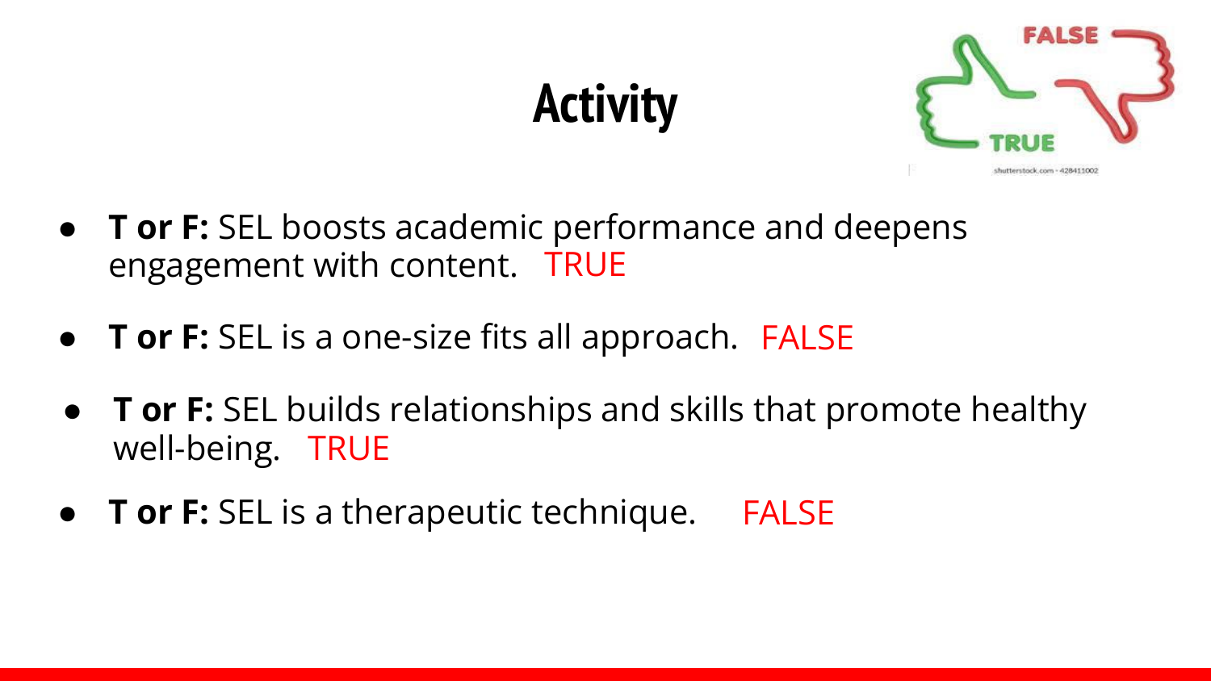# Activity

- **T or F:** SEL boosts academic performance and deepens engagement with content. TRUE
- **T or F:** SEL is a one-size fits all approach. FALSE
- **T or F:** SEL builds relationships and skills that promote healthy well-being. TRUE
- **T or F:** SEL is a therapeutic technique. FALSE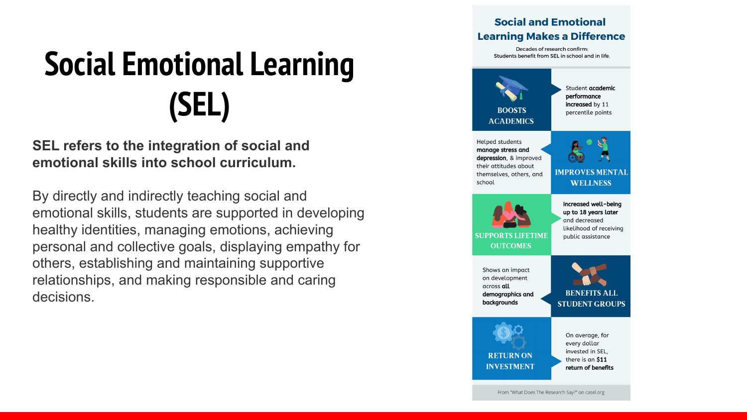# Social Emotional Learning (SEL)

**SEL refers to the integration of social and emotional skills into school curriculum.**

By directly and indirectly teaching social and emotional skills, students are supported in developing healthy identities, managing emotions, achieving personal and collective goals, displaying empathy for others, establishing and maintaining supportive relationships, and making responsible and caring decisions.

## Social and Emotional Learning Makes a Difference

Decades of research confirm:
Students benefit from SEL in school and in life.

**BOOSTS ACADEMICS**

Student **academic performance increased** by 11 percentile points

**IMPROVES MENTAL WELLNESS**

Helped students **manage stress and depression**, & improved their attitudes about themselves, others, and school

**SUPPORTS LIFETIME OUTCOMES**

**Increased well-being up to 18 years later** and decreased likelihood of receiving public assistance

**BENEFITS ALL STUDENT GROUPS**

Shows an impact on development across **all demographics and backgrounds**

**RETURN ON INVESTMENT**

On average, for every dollar invested in SEL, there is an **$11 return of benefits**

From "What Does The Research Say?" on casel.org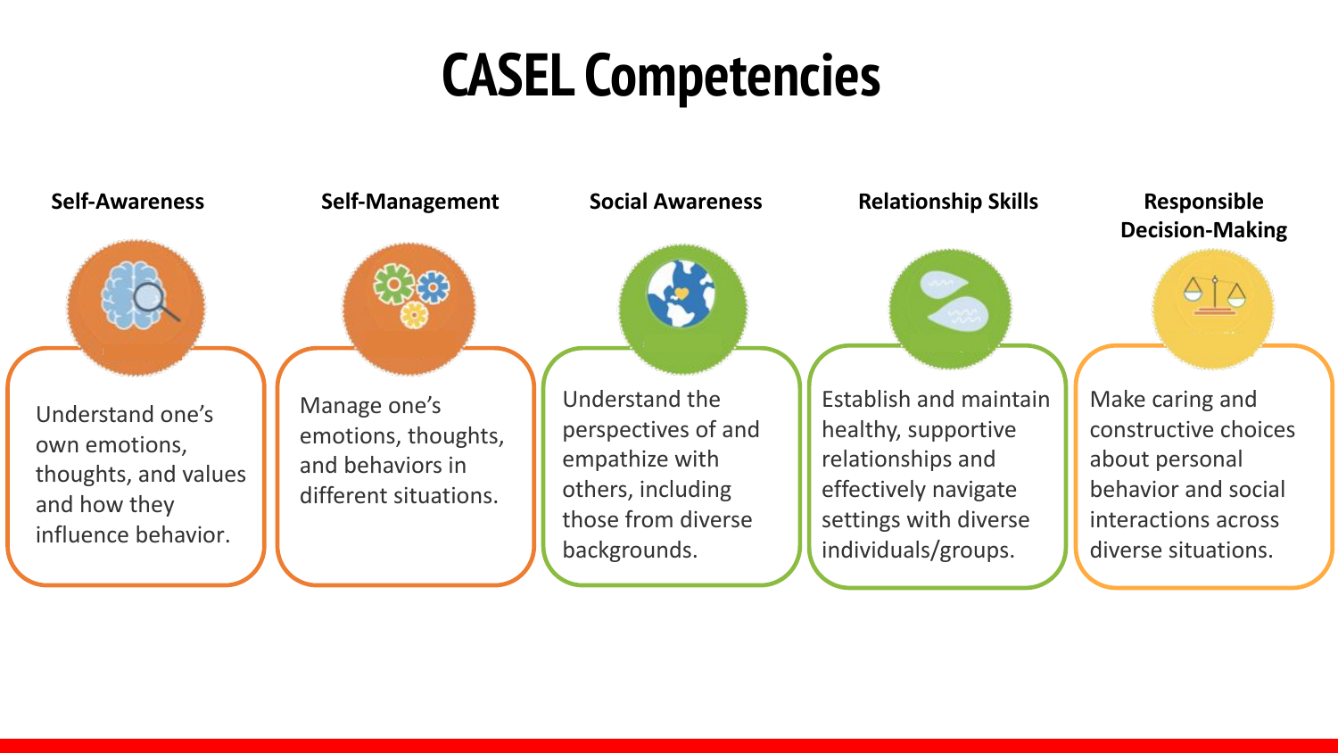# CASEL Competencies

### Self-Awareness

Understand one's own emotions, thoughts, and values and how they influence behavior.

### Self-Management

Manage one's emotions, thoughts, and behaviors in different situations.

### Social Awareness

Understand the perspectives of and empathize with others, including those from diverse backgrounds.

### Relationship Skills

Establish and maintain healthy, supportive relationships and effectively navigate settings with diverse individuals/groups.

### Responsible Decision-Making

Make caring and constructive choices about personal behavior and social interactions across diverse situations.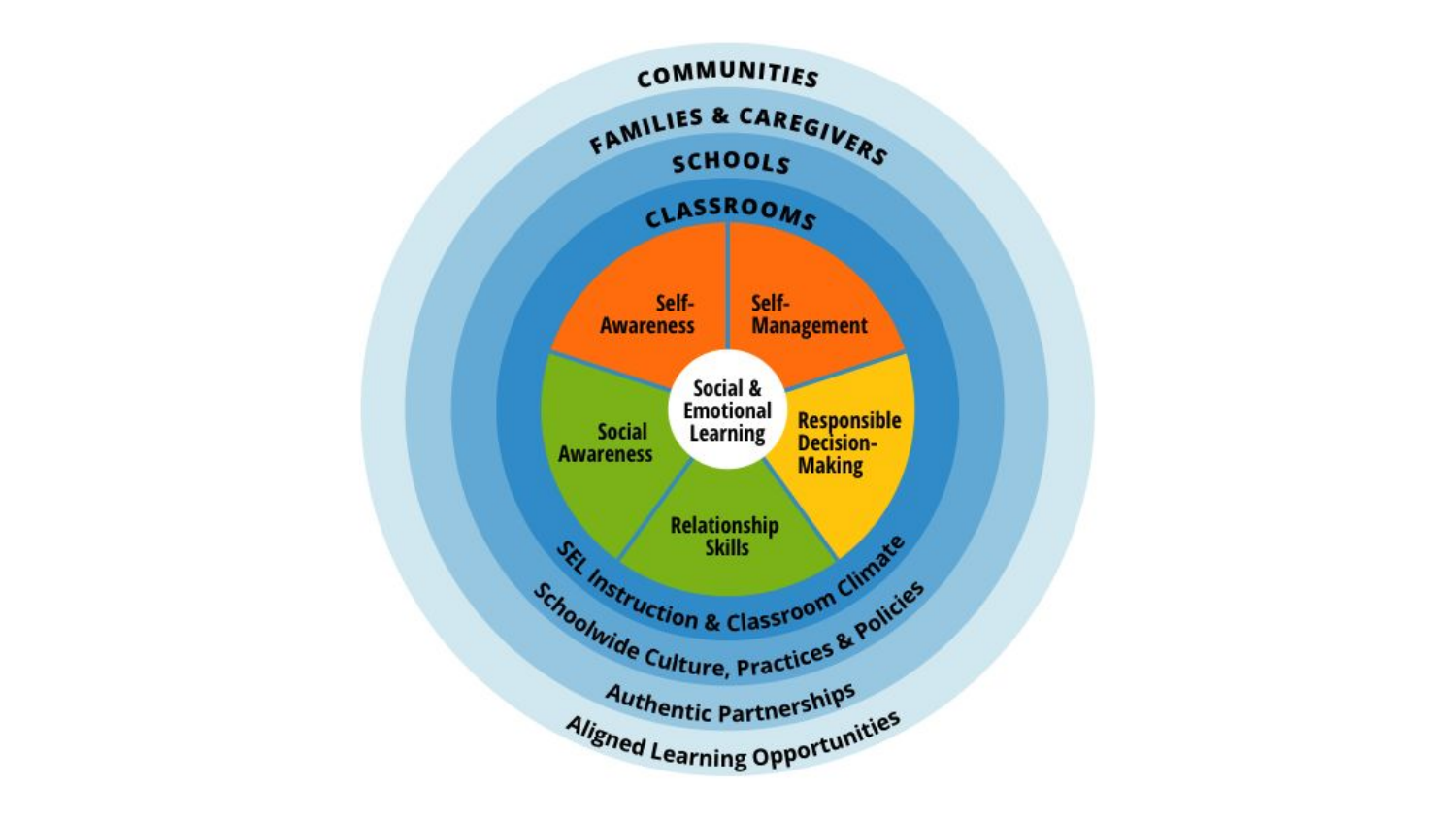COMMUNITIES

FAMILIES & CAREGIVERS

SCHOOLS

CLASSROOMS

Self-Awareness

Self-Management

Responsible Decision-Making

Relationship Skills

Social Awareness

Social & Emotional Learning

SEL Instruction & Classroom Climate

Schoolwide Culture, Practices & Policies

Authentic Partnerships

Aligned Learning Opportunities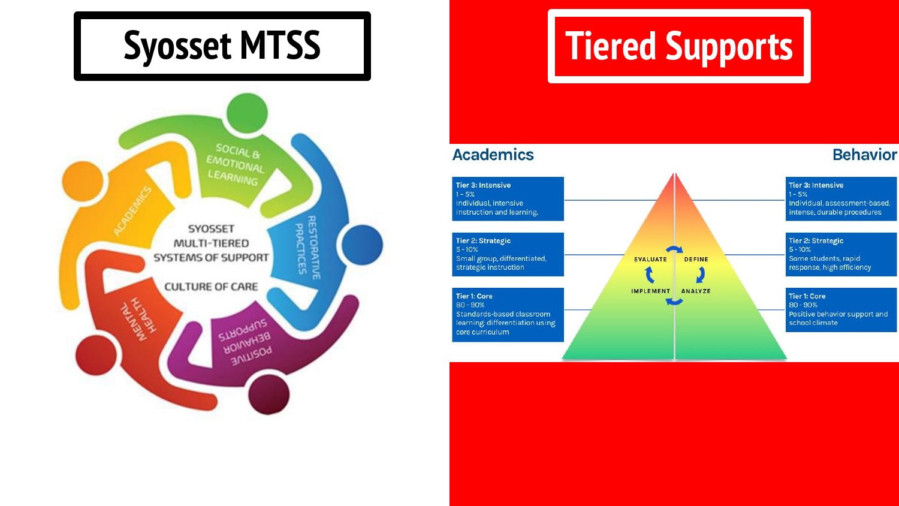# Syosset MTSS

SOCIAL & EMOTIONAL LEARNING

ACADEMICS

RESTORATIVE PRACTICES

MENTAL HEALTH

POSITIVE BEHAVIOR SUPPORTS

SYOSSET MULTI-TIERED SYSTEMS OF SUPPORT

CULTURE OF CARE

# Tiered Supports

## Academics

**Tier 3: Intensive**
1 - 5%
Individual, intensive instruction and learning.

**Tier 2: Strategic**
5 - 10%
Small group, differentiated, strategic instruction

**Tier 1: Core**
80 - 90%
Standards-based classroom learning: differentiation using core curriculum

EVALUATE — DEFINE — ANALYZE — IMPLEMENT

## Behavior

**Tier 3: Intensive**
1 - 5%
Individual, assessment-based, intense, durable procedures

**Tier 2: Strategic**
5 - 10%
Some students, rapid response, high efficiency

**Tier 1: Core**
80 - 90%
Positive behavior support and school climate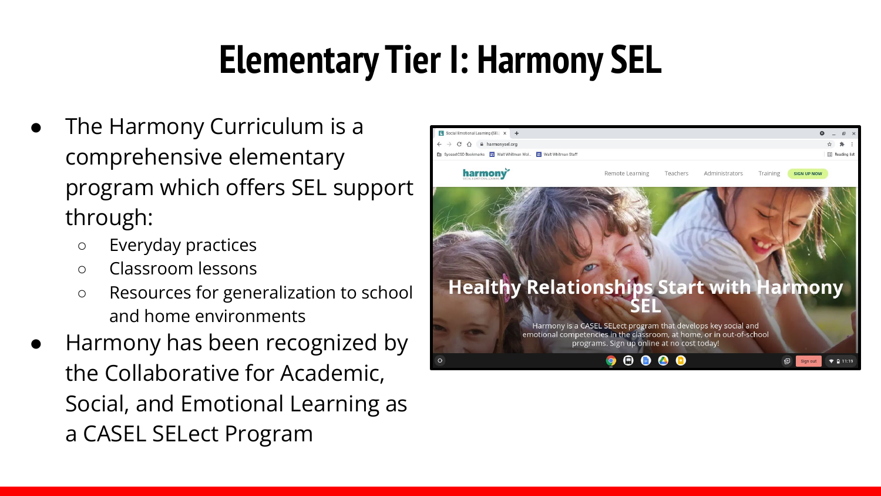# Elementary Tier I: Harmony SEL

- The Harmony Curriculum is a comprehensive elementary program which offers SEL support through:
  - Everyday practices
  - Classroom lessons
  - Resources for generalization to school and home environments
- Harmony has been recognized by the Collaborative for Academic, Social, and Emotional Learning as a CASEL SELect Program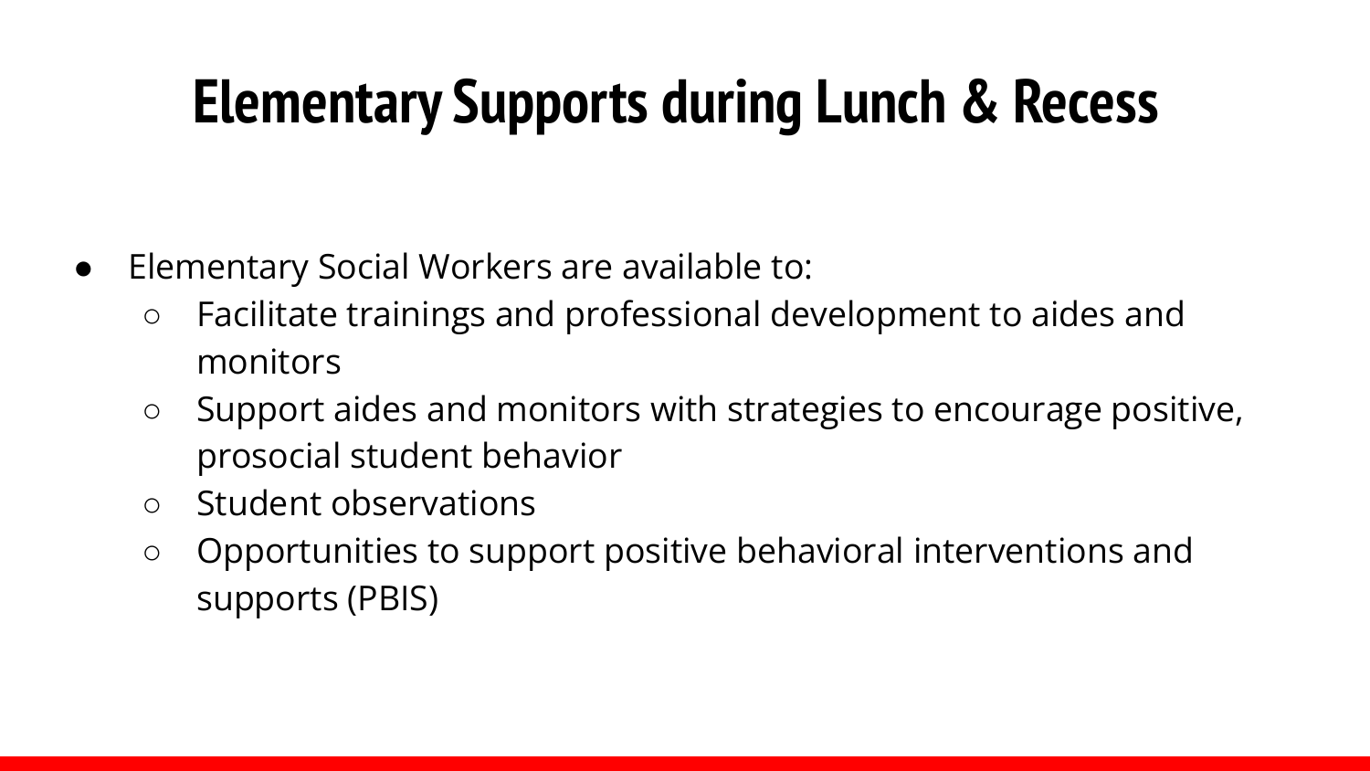# Elementary Supports during Lunch & Recess

- Elementary Social Workers are available to:
  - Facilitate trainings and professional development to aides and monitors
  - Support aides and monitors with strategies to encourage positive, prosocial student behavior
  - Student observations
  - Opportunities to support positive behavioral interventions and supports (PBIS)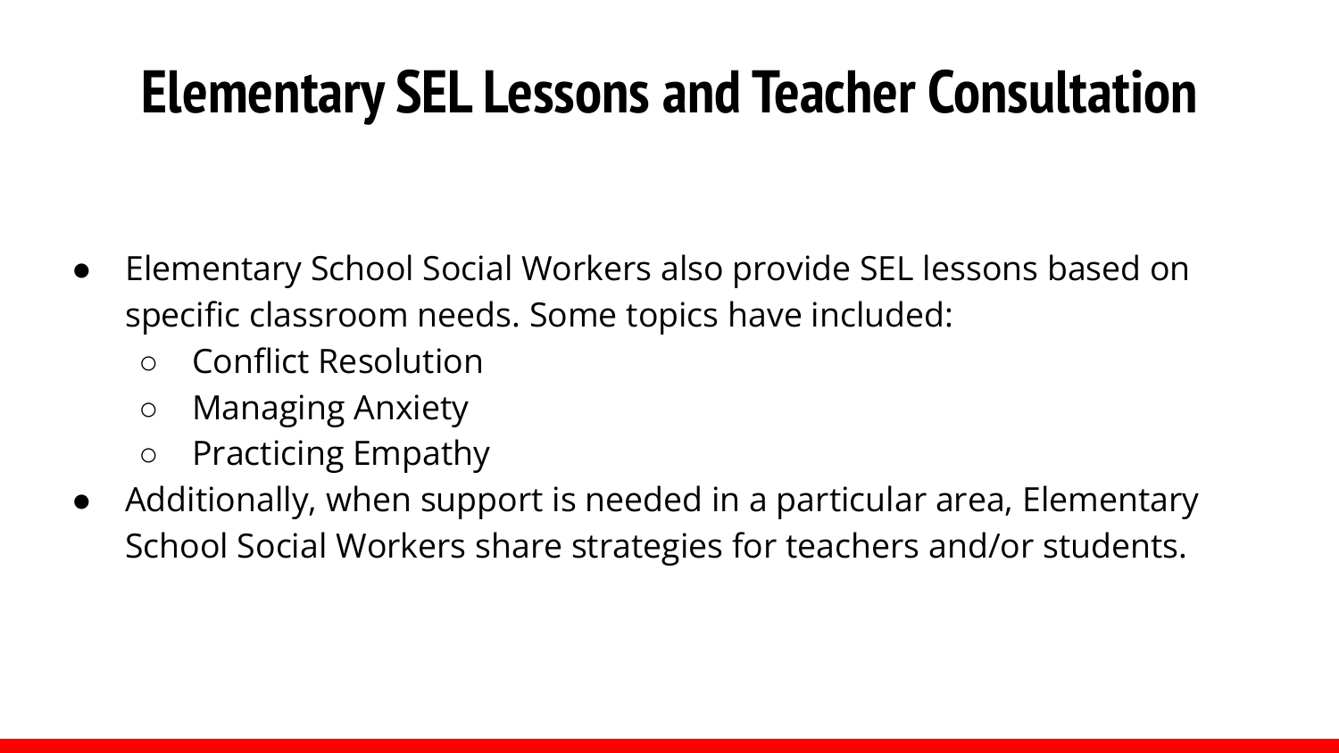# Elementary SEL Lessons and Teacher Consultation

- Elementary School Social Workers also provide SEL lessons based on specific classroom needs. Some topics have included:
  - Conflict Resolution
  - Managing Anxiety
  - Practicing Empathy
- Additionally, when support is needed in a particular area, Elementary School Social Workers share strategies for teachers and/or students.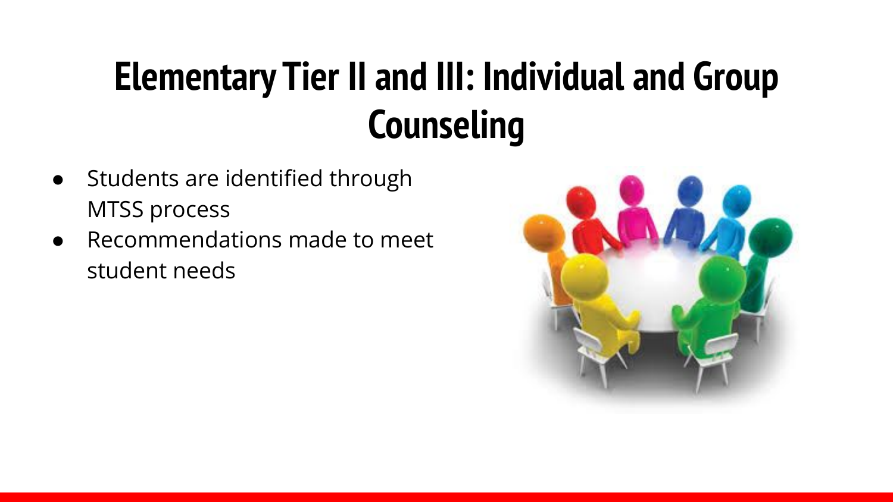# Elementary Tier II and III: Individual and Group Counseling

- Students are identified through MTSS process
- Recommendations made to meet student needs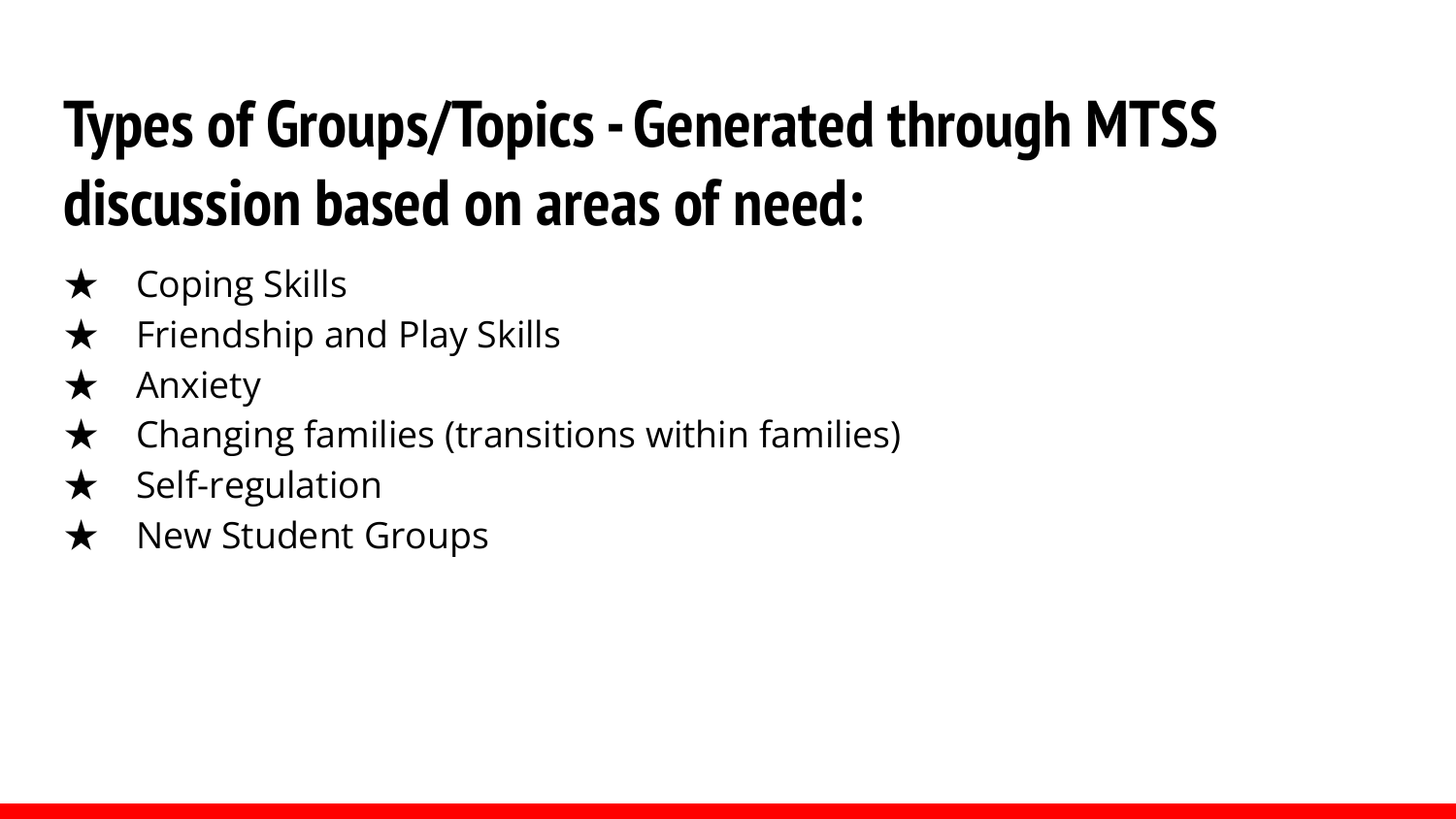# Types of Groups/Topics - Generated through MTSS discussion based on areas of need:

- Coping Skills
- Friendship and Play Skills
- Anxiety
- Changing families (transitions within families)
- Self-regulation
- New Student Groups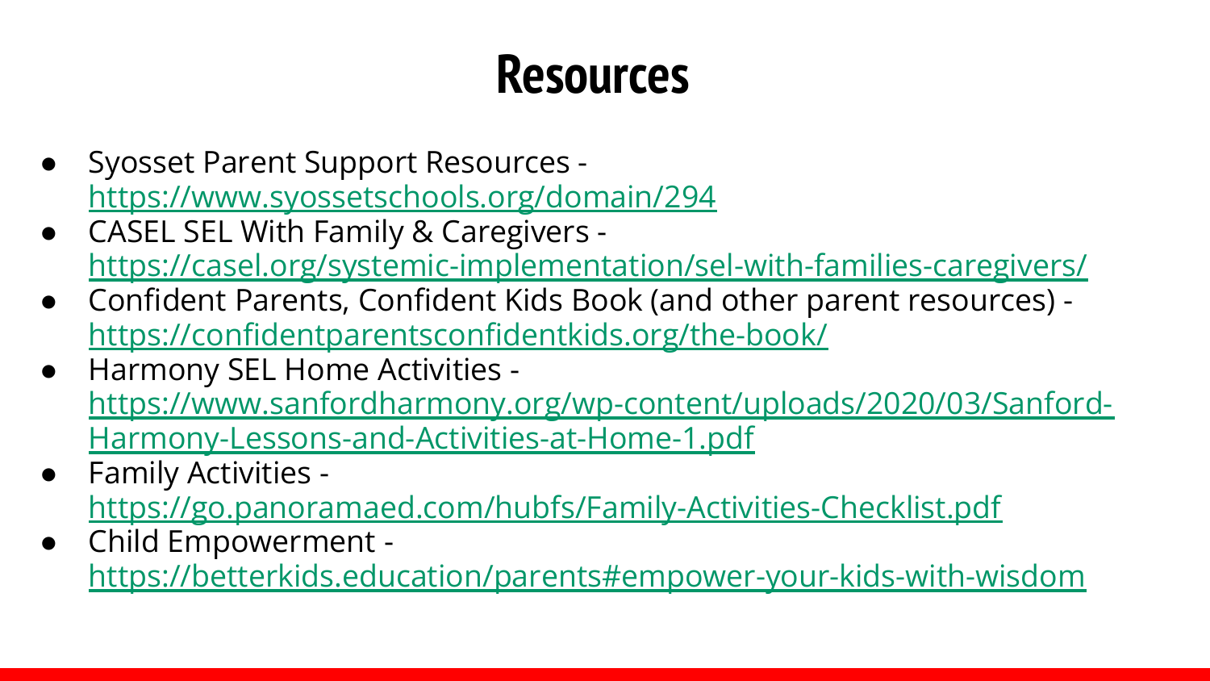# Resources

- Syosset Parent Support Resources - https://www.syossetschools.org/domain/294
- CASEL SEL With Family & Caregivers - https://casel.org/systemic-implementation/sel-with-families-caregivers/
- Confident Parents, Confident Kids Book (and other parent resources) - https://confidentparentsconfidentkids.org/the-book/
- Harmony SEL Home Activities - https://www.sanfordharmony.org/wp-content/uploads/2020/03/Sanford-Harmony-Lessons-and-Activities-at-Home-1.pdf
- Family Activities - https://go.panoramaed.com/hubfs/Family-Activities-Checklist.pdf
- Child Empowerment - https://betterkids.education/parents#empower-your-kids-with-wisdom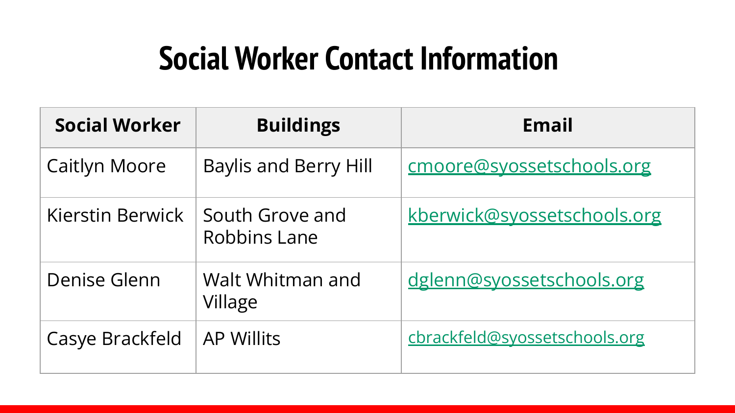# Social Worker Contact Information

| Social Worker | Buildings | Email |
|---|---|---|
| Caitlyn Moore | Baylis and Berry Hill | cmoore@syossetschools.org |
| Kierstin Berwick | South Grove and Robbins Lane | kberwick@syossetschools.org |
| Denise Glenn | Walt Whitman and Village | dglenn@syossetschools.org |
| Casye Brackfeld | AP Willits | cbrackfeld@syossetschools.org |